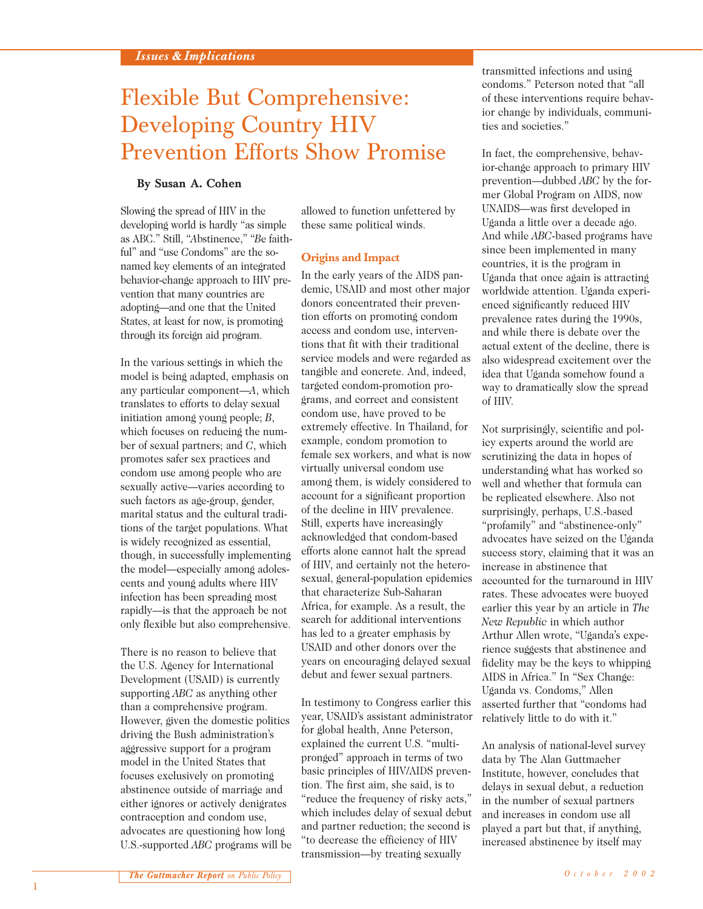*Issues & Implications*

# Flexible But Comprehensive: Developing Country HIV Prevention Efforts Show Promise

**By Susan A. Cohen**

Slowing the spread of HIV in the developing world is hardly "as simple as ABC." Still, "*A*bstinence," "*B*e faithful" and "use *C*ondoms" are the so-named key elements of an integrated behavior-change approach to HIV prevention that many countries are adopting—and one that the United States, at least for now, is promoting through its foreign aid program.

In the various settings in which the model is being adapted, emphasis on any particular component—*A*, which translates to efforts to delay sexual initiation among young people; *B*, which focuses on reducing the number of sexual partners; and *C*, which promotes safer sex practices and condom use among people who are sexually active—varies according to such factors as age-group, gender, marital status and the cultural traditions of the target populations. What is widely recognized as essential, though, in successfully implementing the model—especially among adolescents and young adults where HIV infection has been spreading most rapidly—is that the approach be not only flexible but also comprehensive.

There is no reason to believe that the U.S. Agency for International Development (USAID) is currently supporting *ABC* as anything other than a comprehensive program. However, given the domestic politics driving the Bush administration's aggressive support for a program model in the United States that focuses exclusively on promoting abstinence outside of marriage and either ignores or actively denigrates contraception and condom use, advocates are questioning how long U.S.-supported *ABC* programs will be allowed to function unfettered by these same political winds.

## Origins and Impact

In the early years of the AIDS pandemic, USAID and most other major donors concentrated their prevention efforts on promoting condom access and condom use, interventions that fit with their traditional service models and were regarded as tangible and concrete. And, indeed, targeted condom-promotion programs, and correct and consistent condom use, have proved to be extremely effective. In Thailand, for example, condom promotion to female sex workers, and what is now virtually universal condom use among them, is widely considered to account for a significant proportion of the decline in HIV prevalence. Still, experts have increasingly acknowledged that condom-based efforts alone cannot halt the spread of HIV, and certainly not the heterosexual, general-population epidemics that characterize Sub-Saharan Africa, for example. As a result, the search for additional interventions has led to a greater emphasis by USAID and other donors over the years on encouraging delayed sexual debut and fewer sexual partners.

In testimony to Congress earlier this year, USAID's assistant administrator for global health, Anne Peterson, explained the current U.S. "multi-pronged" approach in terms of two basic principles of HIV/AIDS prevention. The first aim, she said, is to "reduce the frequency of risky acts," which includes delay of sexual debut and partner reduction; the second is "to decrease the efficiency of HIV transmission—by treating sexually transmitted infections and using condoms." Peterson noted that "all of these interventions require behavior change by individuals, communities and societies."

In fact, the comprehensive, behavior-change approach to primary HIV prevention—dubbed *ABC* by the former Global Program on AIDS, now UNAIDS—was first developed in Uganda a little over a decade ago. And while *ABC*-based programs have since been implemented in many countries, it is the program in Uganda that once again is attracting worldwide attention. Uganda experienced significantly reduced HIV prevalence rates during the 1990s, and while there is debate over the actual extent of the decline, there is also widespread excitement over the idea that Uganda somehow found a way to dramatically slow the spread of HIV.

Not surprisingly, scientific and policy experts around the world are scrutinizing the data in hopes of understanding what has worked so well and whether that formula can be replicated elsewhere. Also not surprisingly, perhaps, U.S.-based "profamily" and "abstinence-only" advocates have seized on the Uganda success story, claiming that it was an increase in abstinence that accounted for the turnaround in HIV rates. These advocates were buoyed earlier this year by an article in *The New Republic* in which author Arthur Allen wrote, "Uganda's experience suggests that abstinence and fidelity may be the keys to whipping AIDS in Africa." In "Sex Change: Uganda vs. Condoms," Allen asserted further that "condoms had relatively little to do with it."

An analysis of national-level survey data by The Alan Guttmacher Institute, however, concludes that delays in sexual debut, a reduction in the number of sexual partners and increases in condom use all played a part but that, if anything, increased abstinence by itself may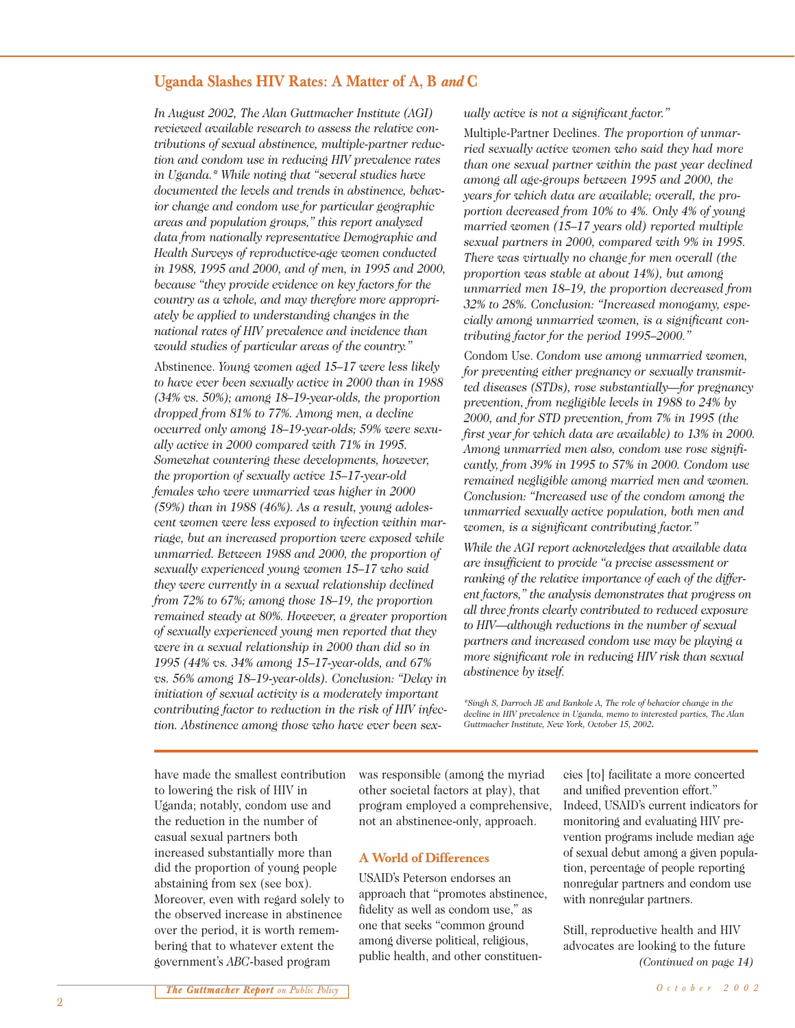## Uganda Slashes HIV Rates: A Matter of A, B *and* C

*In August 2002, The Alan Guttmacher Institute (AGI) reviewed available research to assess the relative contributions of sexual abstinence, multiple-partner reduction and condom use in reducing HIV prevalence rates in Uganda.\* While noting that "several studies have documented the levels and trends in abstinence, behavior change and condom use for particular geographic areas and population groups," this report analyzed data from nationally representative Demographic and Health Surveys of reproductive-age women conducted in 1988, 1995 and 2000, and of men, in 1995 and 2000, because "they provide evidence on key factors for the country as a whole, and may therefore more appropriately be applied to understanding changes in the national rates of HIV prevalence and incidence than would studies of particular areas of the country."*

Abstinence. *Young women aged 15–17 were less likely to have ever been sexually active in 2000 than in 1988 (34% vs. 50%); among 18–19-year-olds, the proportion dropped from 81% to 77%. Among men, a decline occurred only among 18–19-year-olds; 59% were sexually active in 2000 compared with 71% in 1995. Somewhat countering these developments, however, the proportion of sexually active 15–17-year-old females who were unmarried was higher in 2000 (59%) than in 1988 (46%). As a result, young adolescent women were less exposed to infection within marriage, but an increased proportion were exposed while unmarried. Between 1988 and 2000, the proportion of sexually experienced young women 15–17 who said they were currently in a sexual relationship declined from 72% to 67%; among those 18–19, the proportion remained steady at 80%. However, a greater proportion of sexually experienced young men reported that they were in a sexual relationship in 2000 than did so in 1995 (44% vs. 34% among 15–17-year-olds, and 67% vs. 56% among 18–19-year-olds). Conclusion: "Delay in initiation of sexual activity is a moderately important contributing factor to reduction in the risk of HIV infection. Abstinence among those who have ever been sexually active is not a significant factor."*

Multiple-Partner Declines. *The proportion of unmarried sexually active women who said they had more than one sexual partner within the past year declined among all age-groups between 1995 and 2000, the years for which data are available; overall, the proportion decreased from 10% to 4%. Only 4% of young married women (15–17 years old) reported multiple sexual partners in 2000, compared with 9% in 1995. There was virtually no change for men overall (the proportion was stable at about 14%), but among unmarried men 18–19, the proportion decreased from 32% to 28%. Conclusion: "Increased monogamy, especially among unmarried women, is a significant contributing factor for the period 1995–2000."*

Condom Use. *Condom use among unmarried women, for preventing either pregnancy or sexually transmitted diseases (STDs), rose substantially—for pregnancy prevention, from negligible levels in 1988 to 24% by 2000, and for STD prevention, from 7% in 1995 (the first year for which data are available) to 13% in 2000. Among unmarried men also, condom use rose significantly, from 39% in 1995 to 57% in 2000. Condom use remained negligible among married men and women. Conclusion: "Increased use of the condom among the unmarried sexually active population, both men and women, is a significant contributing factor."*

*While the AGI report acknowledges that available data are insufficient to provide "a precise assessment or ranking of the relative importance of each of the different factors," the analysis demonstrates that progress on all three fronts clearly contributed to reduced exposure to HIV—although reductions in the number of sexual partners and increased condom use may be playing a more significant role in reducing HIV risk than sexual abstinence by itself.*

*\*Singh S, Darroch JE and Bankole A, The role of behavior change in the decline in HIV prevalence in Uganda, memo to interested parties, The Alan Guttmacher Institute, New York, October 15, 2002.*

have made the smallest contribution to lowering the risk of HIV in Uganda; notably, condom use and the reduction in the number of casual sexual partners both increased substantially more than did the proportion of young people abstaining from sex (see box). Moreover, even with regard solely to the observed increase in abstinence over the period, it is worth remembering that to whatever extent the government's *ABC*-based program was responsible (among the myriad other societal factors at play), that program employed a comprehensive, not an abstinence-only, approach.

### A World of Differences

USAID's Peterson endorses an approach that "promotes abstinence, fidelity as well as condom use," as one that seeks "common ground among diverse political, religious, public health, and other constituencies [to] facilitate a more concerted and unified prevention effort." Indeed, USAID's current indicators for monitoring and evaluating HIV prevention programs include median age of sexual debut among a given population, percentage of people reporting nonregular partners and condom use with nonregular partners.

Still, reproductive health and HIV advocates are looking to the future

*(Continued on page 14)*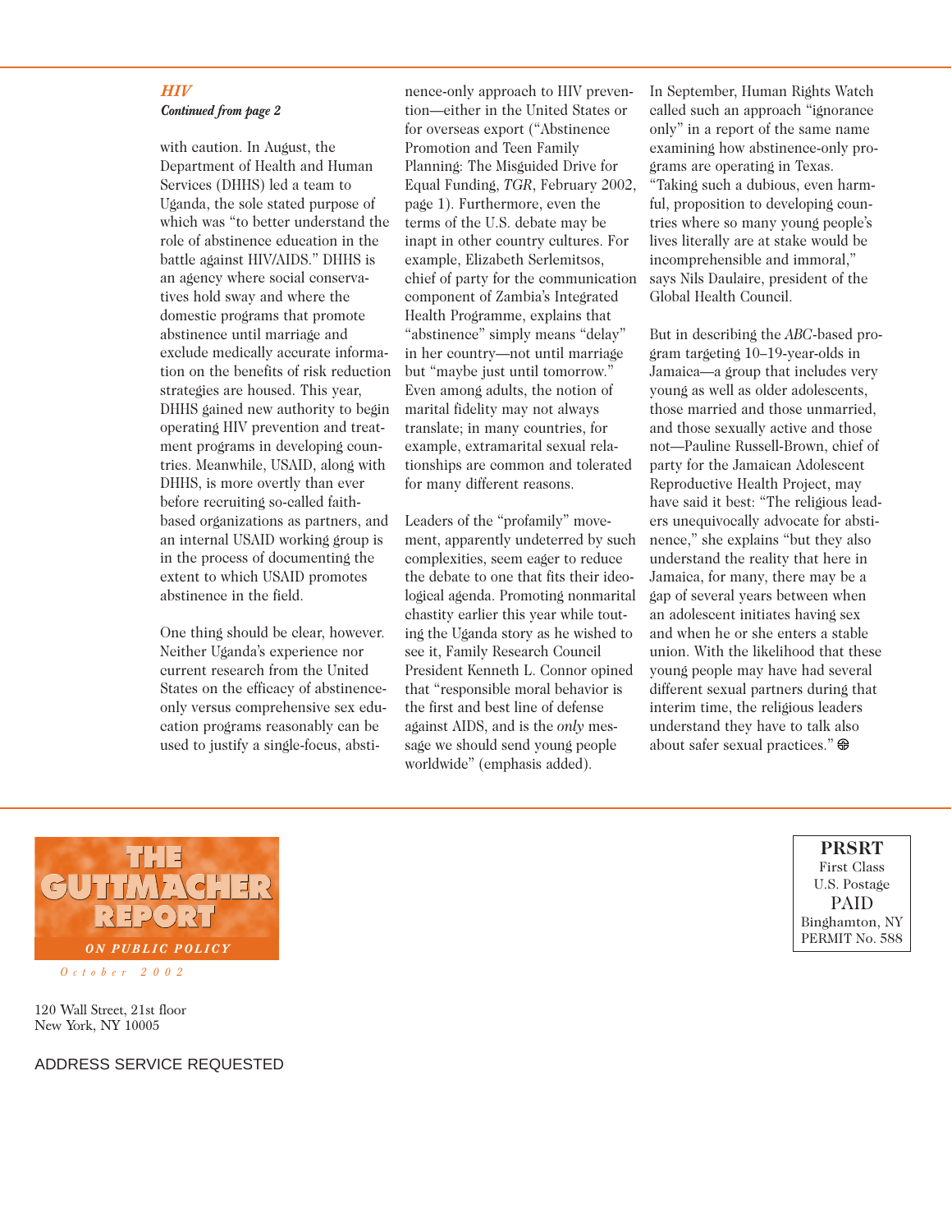*HIV*

*Continued from page 2*

with caution. In August, the Department of Health and Human Services (DHHS) led a team to Uganda, the sole stated purpose of which was "to better understand the role of abstinence education in the battle against HIV/AIDS." DHHS is an agency where social conservatives hold sway and where the domestic programs that promote abstinence until marriage and exclude medically accurate information on the benefits of risk reduction strategies are housed. This year, DHHS gained new authority to begin operating HIV prevention and treatment programs in developing countries. Meanwhile, USAID, along with DHHS, is more overtly than ever before recruiting so-called faith-based organizations as partners, and an internal USAID working group is in the process of documenting the extent to which USAID promotes abstinence in the field.

One thing should be clear, however. Neither Uganda's experience nor current research from the United States on the efficacy of abstinence-only versus comprehensive sex education programs reasonably can be used to justify a single-focus, abstinence-only approach to HIV prevention—either in the United States or for overseas export ("Abstinence Promotion and Teen Family Planning: The Misguided Drive for Equal Funding, *TGR*, February 2002, page 1). Furthermore, even the terms of the U.S. debate may be inapt in other country cultures. For example, Elizabeth Serlemitsos, chief of party for the communication component of Zambia's Integrated Health Programme, explains that "abstinence" simply means "delay" in her country—not until marriage but "maybe just until tomorrow." Even among adults, the notion of marital fidelity may not always translate; in many countries, for example, extramarital sexual relationships are common and tolerated for many different reasons.

Leaders of the "profamily" movement, apparently undeterred by such complexities, seem eager to reduce the debate to one that fits their ideological agenda. Promoting nonmarital chastity earlier this year while touting the Uganda story as he wished to see it, Family Research Council President Kenneth L. Connor opined that "responsible moral behavior is the first and best line of defense against AIDS, and is the *only* message we should send young people worldwide" (emphasis added).

In September, Human Rights Watch called such an approach "ignorance only" in a report of the same name examining how abstinence-only programs are operating in Texas. "Taking such a dubious, even harmful, proposition to developing countries where so many young people's lives literally are at stake would be incomprehensible and immoral," says Nils Daulaire, president of the Global Health Council.

But in describing the *ABC*-based program targeting 10–19-year-olds in Jamaica—a group that includes very young as well as older adolescents, those married and those unmarried, and those sexually active and those not—Pauline Russell-Brown, chief of party for the Jamaican Adolescent Reproductive Health Project, may have said it best: "The religious leaders unequivocally advocate for abstinence," she explains "but they also understand the reality that here in Jamaica, for many, there may be a gap of several years between when an adolescent initiates having sex and when he or she enters a stable union. With the likelihood that these young people may have had several different sexual partners during that interim time, the religious leaders understand they have to talk also about safer sexual practices."

THE GUTTMACHER REPORT

ON PUBLIC POLICY

October 2002

120 Wall Street, 21st floor
New York, NY 10005

ADDRESS SERVICE REQUESTED

PRSRT
First Class
U.S. Postage
PAID
Binghamton, NY
PERMIT No. 588